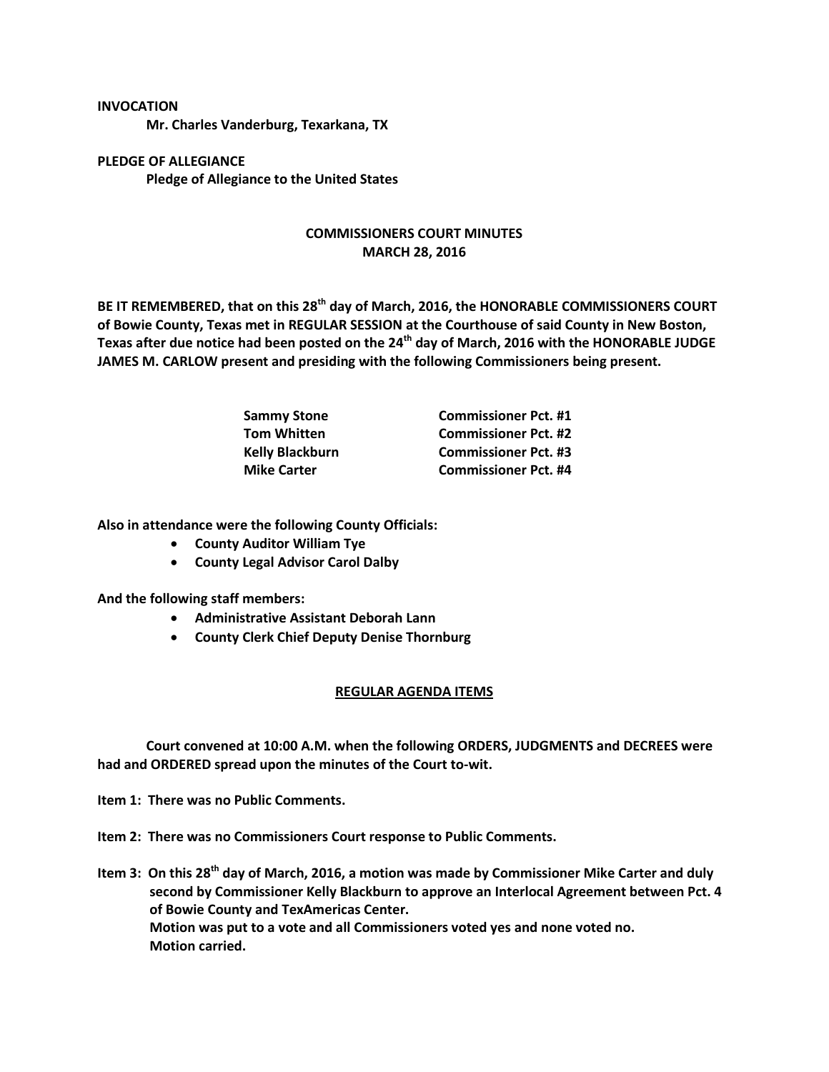**INVOCATION**

**Mr. Charles Vanderburg, Texarkana, TX**

**PLEDGE OF ALLEGIANCE**

**Pledge of Allegiance to the United States**

## COMMISSIONERS COURT MINUTES
## MARCH 28, 2016

**BE IT REMEMBERED, that on this 28th day of March, 2016, the HONORABLE COMMISSIONERS COURT of Bowie County, Texas met in REGULAR SESSION at the Courthouse of said County in New Boston, Texas after due notice had been posted on the 24th day of March, 2016 with the HONORABLE JUDGE JAMES M. CARLOW present and presiding with the following Commissioners being present.**

| | |
|---|---|
| **Sammy Stone** | **Commissioner Pct. #1** |
| **Tom Whitten** | **Commissioner Pct. #2** |
| **Kelly Blackburn** | **Commissioner Pct. #3** |
| **Mike Carter** | **Commissioner Pct. #4** |

**Also in attendance were the following County Officials:**

- **County Auditor William Tye**
- **County Legal Advisor Carol Dalby**

**And the following staff members:**

- **Administrative Assistant Deborah Lann**
- **County Clerk Chief Deputy Denise Thornburg**

## REGULAR AGENDA ITEMS

**Court convened at 10:00 A.M. when the following ORDERS, JUDGMENTS and DECREES were had and ORDERED spread upon the minutes of the Court to-wit.**

**Item 1: There was no Public Comments.**

**Item 2: There was no Commissioners Court response to Public Comments.**

**Item 3: On this 28th day of March, 2016, a motion was made by Commissioner Mike Carter and duly second by Commissioner Kelly Blackburn to approve an Interlocal Agreement between Pct. 4 of Bowie County and TexAmericas Center.**
**Motion was put to a vote and all Commissioners voted yes and none voted no.**
**Motion carried.**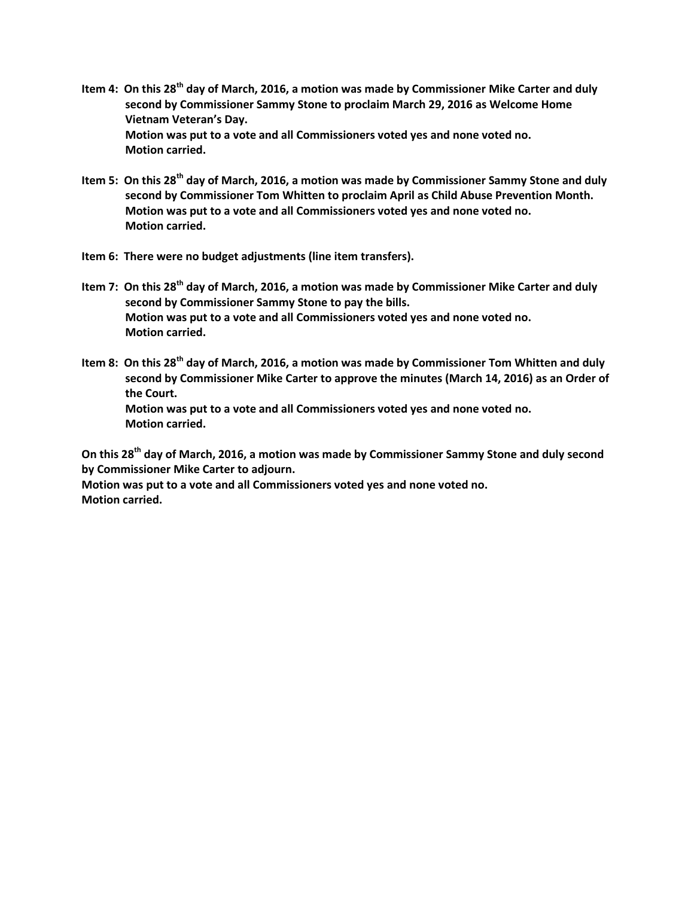**Item 4: On this 28th day of March, 2016, a motion was made by Commissioner Mike Carter and duly second by Commissioner Sammy Stone to proclaim March 29, 2016 as Welcome Home Vietnam Veteran's Day.**
**Motion was put to a vote and all Commissioners voted yes and none voted no.**
**Motion carried.**

**Item 5: On this 28th day of March, 2016, a motion was made by Commissioner Sammy Stone and duly second by Commissioner Tom Whitten to proclaim April as Child Abuse Prevention Month.**
**Motion was put to a vote and all Commissioners voted yes and none voted no.**
**Motion carried.**

**Item 6: There were no budget adjustments (line item transfers).**

**Item 7: On this 28th day of March, 2016, a motion was made by Commissioner Mike Carter and duly second by Commissioner Sammy Stone to pay the bills.**
**Motion was put to a vote and all Commissioners voted yes and none voted no.**
**Motion carried.**

**Item 8: On this 28th day of March, 2016, a motion was made by Commissioner Tom Whitten and duly second by Commissioner Mike Carter to approve the minutes (March 14, 2016) as an Order of the Court.**
**Motion was put to a vote and all Commissioners voted yes and none voted no.**
**Motion carried.**

**On this 28th day of March, 2016, a motion was made by Commissioner Sammy Stone and duly second by Commissioner Mike Carter to adjourn.**
**Motion was put to a vote and all Commissioners voted yes and none voted no.**
**Motion carried.**